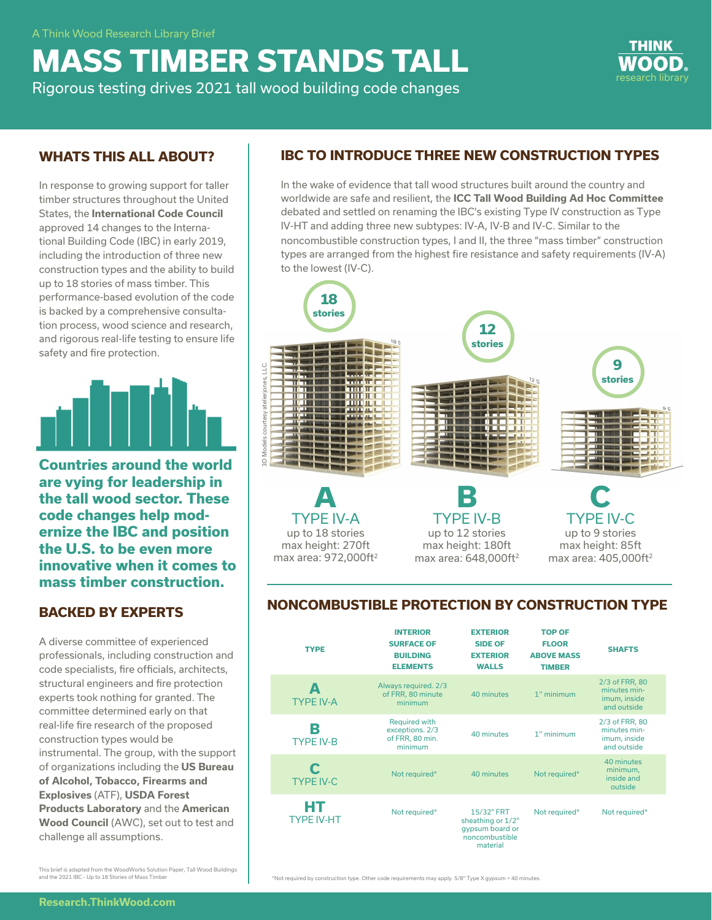A Think Wood Research Library Brief

# MASS TIMBER STANDS TALL

Rigorous testing drives 2021 tall wood building code changes

## WHATS THIS ALL ABOUT?

In response to growing support for taller timber structures throughout the United States, the **International Code Council** approved 14 changes to the International Building Code (IBC) in early 2019, including the introduction of three new construction types and the ability to build up to 18 stories of mass timber. This performance-based evolution of the code is backed by a comprehensive consultation process, wood science and research, and rigorous real-life testing to ensure life safety and fire protection.

**Countries around the world are vying for leadership in the tall wood sector. These code changes help modernize the IBC and position the U.S. to be even more innovative when it comes to mass timber construction.**

## BACKED BY EXPERTS

A diverse committee of experienced professionals, including construction and code specialists, fire officials, architects, structural engineers and fire protection experts took nothing for granted. The committee determined early on that real-life fire research of the proposed construction types would be instrumental. The group, with the support of organizations including the **US Bureau of Alcohol, Tobacco, Firearms and Explosives** (ATF), **USDA Forest Products Laboratory** and the **American Wood Council** (AWC), set out to test and challenge all assumptions.

This brief is adapted from the WoodWorks Solution Paper, Tall Wood Buildings and the 2021 IBC - Up to 18 Stories of Mass Timber

## IBC TO INTRODUCE THREE NEW CONSTRUCTION TYPES

In the wake of evidence that tall wood structures built around the country and worldwide are safe and resilient, the **ICC Tall Wood Building Ad Hoc Committee** debated and settled on renaming the IBC's existing Type IV construction as Type IV-HT and adding three new subtypes: IV-A, IV-B and IV-C. Similar to the noncombustible construction types, I and II, the three "mass timber" construction types are arranged from the highest fire resistance and safety requirements (IV-A) to the lowest (IV-C).

3D Models courtesy atelierjones, LLC.

18 stories

**A**
TYPE IV-A
up to 18 stories
max height: 270ft
max area: 972,000ft$^2$

12 stories

**B**
TYPE IV-B
up to 12 stories
max height: 180ft
max area: 648,000ft$^2$

9 stories

**C**
TYPE IV-C
up to 9 stories
max height: 85ft
max area: 405,000ft$^2$

## NONCOMBUSTIBLE PROTECTION BY CONSTRUCTION TYPE

| TYPE | INTERIOR SURFACE OF BUILDING ELEMENTS | EXTERIOR SIDE OF EXTERIOR WALLS | TOP OF FLOOR ABOVE MASS TIMBER | SHAFTS |
|---|---|---|---|---|
| **A** TYPE IV-A | Always required. 2/3 of FRR, 80 minute minimum | 40 minutes | 1" minimum | 2/3 of FRR, 80 minutes minimum, inside and outside |
| **B** TYPE IV-B | Required with exceptions. 2/3 of FRR, 80 min. minimum | 40 minutes | 1" minimum | 2/3 of FRR, 80 minutes minimum, inside and outside |
| **C** TYPE IV-C | Not required* | 40 minutes | Not required* | 40 minutes minimum, inside and outside |
| **HT** TYPE IV-HT | Not required* | 15/32" FRT sheathing or 1/2" gypsum board or noncombustible material | Not required* | Not required* |

*Not required by construction type. Other code requirements may apply. 5/8" Type X gypsum = 40 minutes.

Research.ThinkWood.com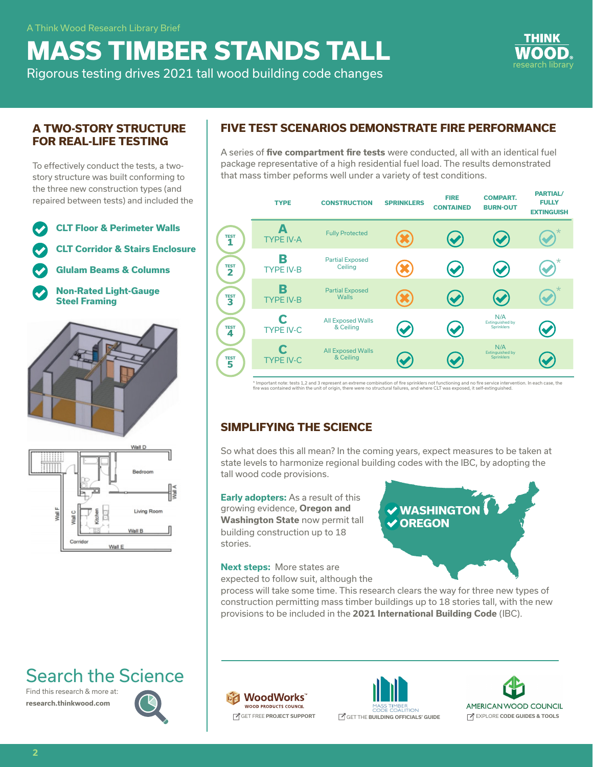A Think Wood Research Library Brief

# MASS TIMBER STANDS TALL

Rigorous testing drives 2021 tall wood building code changes

## A TWO-STORY STRUCTURE FOR REAL-LIFE TESTING

To effectively conduct the tests, a two-story structure was built conforming to the three new construction types (and repaired between tests) and included the

- **CLT Floor & Perimeter Walls**
- **CLT Corridor & Stairs Enclosure**
- **Glulam Beams & Columns**
- **Non-Rated Light-Gauge Steel Framing**

Wall D
Bedroom
Wall A
Wall F
Wall C
Kitchen
Living Room
Wall B
Corridor
Wall E

## FIVE TEST SCENARIOS DEMONSTRATE FIRE PERFORMANCE

A series of **five compartment fire tests** were conducted, all with an identical fuel package representative of a high residential fuel load. The results demonstrated that mass timber peforms well under a variety of test conditions.

| | TYPE | CONSTRUCTION | SPRINKLERS | FIRE CONTAINED | COMPART. BURN-OUT | PARTIAL/ FULLY EXTINGUISH |
|---|---|---|---|---|---|---|
| TEST 1 | A TYPE IV-A | Fully Protected | ✗ | ✓ | ✓ | ✓* |
| TEST 2 | B TYPE IV-B | Partial Exposed Ceiling | ✗ | ✓ | ✓ | ✓* |
| TEST 3 | B TYPE IV-B | Partial Exposed Walls | ✗ | ✓ | ✓ | ✓* |
| TEST 4 | C TYPE IV-C | All Exposed Walls & Ceiling | ✓ | ✓ | N/A Extinguished by Sprinklers | ✓ |
| TEST 5 | C TYPE IV-C | All Exposed Walls & Ceiling | ✓ | ✓ | N/A Extinguished by Sprinklers | ✓ |

\* Important note: tests 1,2 and 3 represent an extreme combination of fire sprinklers not functioning and no fire service intervention. In each case, the fire was contained within the unit of origin, there were no structural failures, and where CLT was exposed, it self-extinguished.

## SIMPLIFYING THE SCIENCE

So what does this all mean? In the coming years, expect measures to be taken at state levels to harmonize regional building codes with the IBC, by adopting the tall wood code provisions.

**Early adopters:** As a result of this growing evidence, **Oregon and Washington State** now permit tall building construction up to 18 stories.

✓ WASHINGTON
✓ OREGON

**Next steps:** More states are expected to follow suit, although the process will take some time. This research clears the way for three new types of construction permitting mass timber buildings up to 18 stories tall, with the new provisions to be included in the **2021 International Building Code** (IBC).

## Search the Science

Find this research & more at:
**research.thinkwood.com**

WoodWorks™ WOOD PRODUCTS COUNCIL — GET FREE **PROJECT SUPPORT**

MASS TIMBER CODE COALITION — GET THE **BUILDING OFFICIALS' GUIDE**

AMERICAN WOOD COUNCIL — EXPLORE **CODE GUIDES & TOOLS**